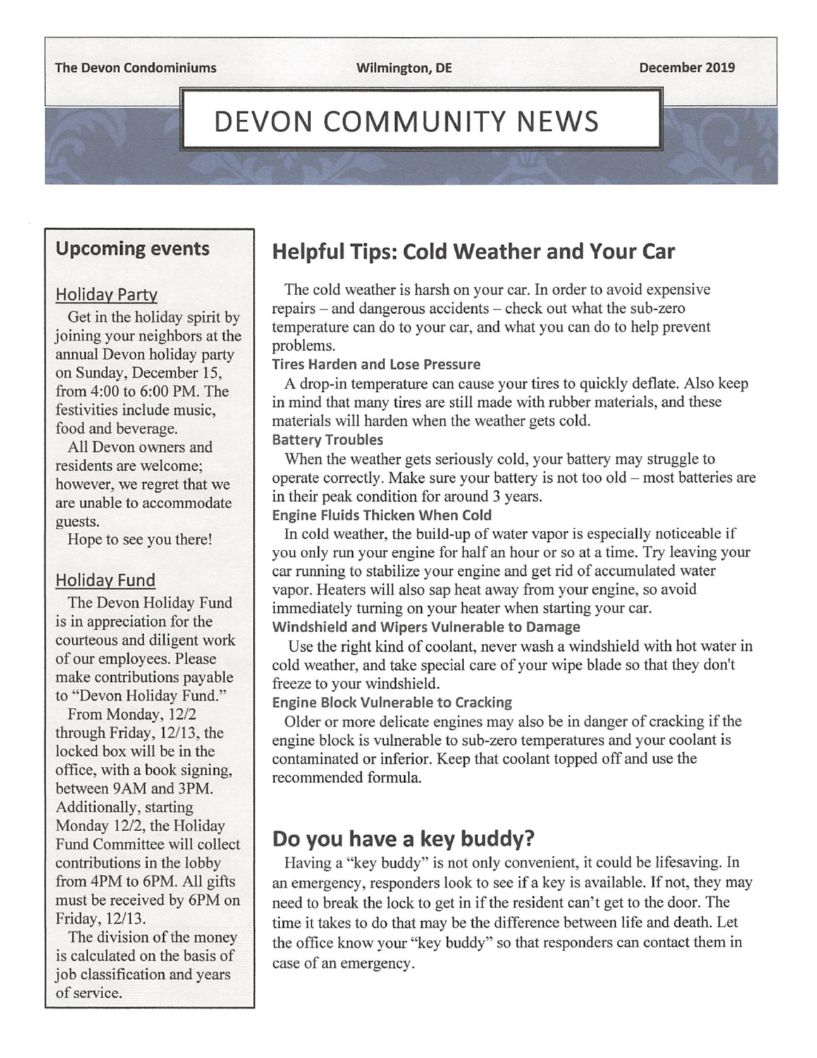The Devon Condominiums | Wilmington, DE | December 2019

# DEVON COMMUNITY NEWS

## Upcoming events

### Holiday Party

Get in the holiday spirit by joining your neighbors at the annual Devon holiday party on Sunday, December 15, from 4:00 to 6:00 PM. The festivities include music, food and beverage.

All Devon owners and residents are welcome; however, we regret that we are unable to accommodate guests.

Hope to see you there!

### Holiday Fund

The Devon Holiday Fund is in appreciation for the courteous and diligent work of our employees. Please make contributions payable to "Devon Holiday Fund."

From Monday, 12/2 through Friday, 12/13, the locked box will be in the office, with a book signing, between 9AM and 3PM. Additionally, starting Monday 12/2, the Holiday Fund Committee will collect contributions in the lobby from 4PM to 6PM. All gifts must be received by 6PM on Friday, 12/13.

The division of the money is calculated on the basis of job classification and years of service.

## Helpful Tips: Cold Weather and Your Car

The cold weather is harsh on your car. In order to avoid expensive repairs – and dangerous accidents – check out what the sub-zero temperature can do to your car, and what you can do to help prevent problems.

**Tires Harden and Lose Pressure**

A drop-in temperature can cause your tires to quickly deflate. Also keep in mind that many tires are still made with rubber materials, and these materials will harden when the weather gets cold.

**Battery Troubles**

When the weather gets seriously cold, your battery may struggle to operate correctly. Make sure your battery is not too old – most batteries are in their peak condition for around 3 years.

**Engine Fluids Thicken When Cold**

In cold weather, the build-up of water vapor is especially noticeable if you only run your engine for half an hour or so at a time. Try leaving your car running to stabilize your engine and get rid of accumulated water vapor. Heaters will also sap heat away from your engine, so avoid immediately turning on your heater when starting your car.

**Windshield and Wipers Vulnerable to Damage**

Use the right kind of coolant, never wash a windshield with hot water in cold weather, and take special care of your wipe blade so that they don't freeze to your windshield.

**Engine Block Vulnerable to Cracking**

Older or more delicate engines may also be in danger of cracking if the engine block is vulnerable to sub-zero temperatures and your coolant is contaminated or inferior. Keep that coolant topped off and use the recommended formula.

## Do you have a key buddy?

Having a "key buddy" is not only convenient, it could be lifesaving. In an emergency, responders look to see if a key is available. If not, they may need to break the lock to get in if the resident can't get to the door. The time it takes to do that may be the difference between life and death. Let the office know your "key buddy" so that responders can contact them in case of an emergency.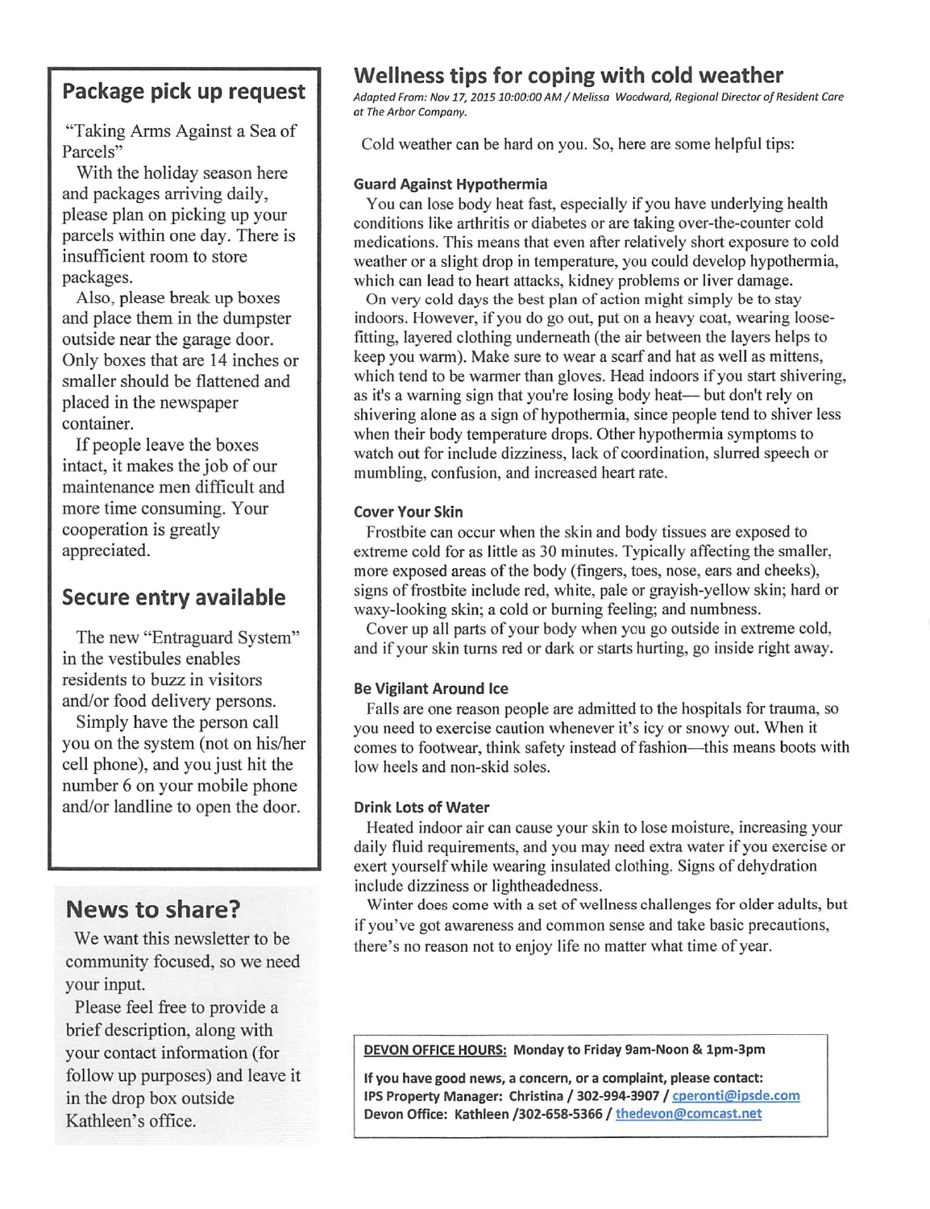## Package pick up request

"Taking Arms Against a Sea of Parcels"

With the holiday season here and packages arriving daily, please plan on picking up your parcels within one day. There is insufficient room to store packages.

Also, please break up boxes and place them in the dumpster outside near the garage door. Only boxes that are 14 inches or smaller should be flattened and placed in the newspaper container.

If people leave the boxes intact, it makes the job of our maintenance men difficult and more time consuming. Your cooperation is greatly appreciated.

## Secure entry available

The new "Entraguard System" in the vestibules enables residents to buzz in visitors and/or food delivery persons.

Simply have the person call you on the system (not on his/her cell phone), and you just hit the number 6 on your mobile phone and/or landline to open the door.

## News to share?

We want this newsletter to be community focused, so we need your input.

Please feel free to provide a brief description, along with your contact information (for follow up purposes) and leave it in the drop box outside Kathleen's office.

## Wellness tips for coping with cold weather

*Adapted From: Nov 17, 2015 10:00:00 AM / Melissa Woodward, Regional Director of Resident Care at The Arbor Company.*

Cold weather can be hard on you. So, here are some helpful tips:

### Guard Against Hypothermia

You can lose body heat fast, especially if you have underlying health conditions like arthritis or diabetes or are taking over-the-counter cold medications. This means that even after relatively short exposure to cold weather or a slight drop in temperature, you could develop hypothermia, which can lead to heart attacks, kidney problems or liver damage.

On very cold days the best plan of action might simply be to stay indoors. However, if you do go out, put on a heavy coat, wearing loose-fitting, layered clothing underneath (the air between the layers helps to keep you warm). Make sure to wear a scarf and hat as well as mittens, which tend to be warmer than gloves. Head indoors if you start shivering, as it's a warning sign that you're losing body heat— but don't rely on shivering alone as a sign of hypothermia, since people tend to shiver less when their body temperature drops. Other hypothermia symptoms to watch out for include dizziness, lack of coordination, slurred speech or mumbling, confusion, and increased heart rate.

### Cover Your Skin

Frostbite can occur when the skin and body tissues are exposed to extreme cold for as little as 30 minutes. Typically affecting the smaller, more exposed areas of the body (fingers, toes, nose, ears and cheeks), signs of frostbite include red, white, pale or grayish-yellow skin; hard or waxy-looking skin; a cold or burning feeling; and numbness.

Cover up all parts of your body when you go outside in extreme cold, and if your skin turns red or dark or starts hurting, go inside right away.

### Be Vigilant Around Ice

Falls are one reason people are admitted to the hospitals for trauma, so you need to exercise caution whenever it's icy or snowy out. When it comes to footwear, think safety instead of fashion—this means boots with low heels and non-skid soles.

### Drink Lots of Water

Heated indoor air can cause your skin to lose moisture, increasing your daily fluid requirements, and you may need extra water if you exercise or exert yourself while wearing insulated clothing. Signs of dehydration include dizziness or lightheadedness.

Winter does come with a set of wellness challenges for older adults, but if you've got awareness and common sense and take basic precautions, there's no reason not to enjoy life no matter what time of year.

**DEVON OFFICE HOURS: Monday to Friday 9am-Noon & 1pm-3pm**

**If you have good news, a concern, or a complaint, please contact:**
**IPS Property Manager: Christina / 302-994-3907 / cperonti@ipsde.com**
**Devon Office: Kathleen /302-658-5366 / thedevon@comcast.net**